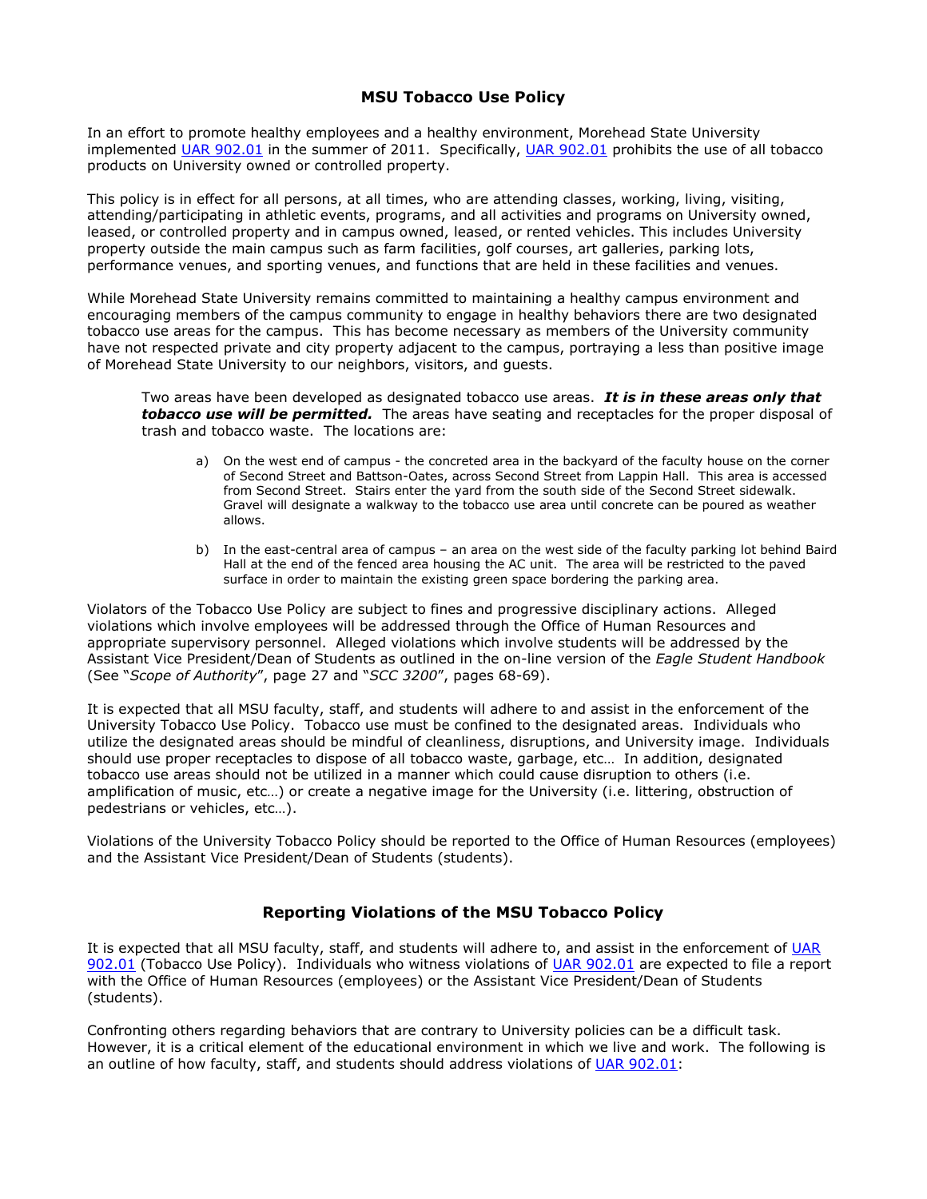# MSU Tobacco Use Policy

In an effort to promote healthy employees and a healthy environment, Morehead State University implemented UAR 902.01 in the summer of 2011. Specifically, UAR 902.01 prohibits the use of all tobacco products on University owned or controlled property.

This policy is in effect for all persons, at all times, who are attending classes, working, living, visiting, attending/participating in athletic events, programs, and all activities and programs on University owned, leased, or controlled property and in campus owned, leased, or rented vehicles. This includes University property outside the main campus such as farm facilities, golf courses, art galleries, parking lots, performance venues, and sporting venues, and functions that are held in these facilities and venues.

While Morehead State University remains committed to maintaining a healthy campus environment and encouraging members of the campus community to engage in healthy behaviors there are two designated tobacco use areas for the campus. This has become necessary as members of the University community have not respected private and city property adjacent to the campus, portraying a less than positive image of Morehead State University to our neighbors, visitors, and guests.

> Two areas have been developed as designated tobacco use areas. ***It is in these areas only that tobacco use will be permitted.*** The areas have seating and receptacles for the proper disposal of trash and tobacco waste. The locations are:
>
> a) On the west end of campus - the concreted area in the backyard of the faculty house on the corner of Second Street and Battson-Oates, across Second Street from Lappin Hall. This area is accessed from Second Street. Stairs enter the yard from the south side of the Second Street sidewalk. Gravel will designate a walkway to the tobacco use area until concrete can be poured as weather allows.
>
> b) In the east-central area of campus – an area on the west side of the faculty parking lot behind Baird Hall at the end of the fenced area housing the AC unit. The area will be restricted to the paved surface in order to maintain the existing green space bordering the parking area.

Violators of the Tobacco Use Policy are subject to fines and progressive disciplinary actions. Alleged violations which involve employees will be addressed through the Office of Human Resources and appropriate supervisory personnel. Alleged violations which involve students will be addressed by the Assistant Vice President/Dean of Students as outlined in the on-line version of the *Eagle Student Handbook* (See "*Scope of Authority*", page 27 and "*SCC 3200*", pages 68-69).

It is expected that all MSU faculty, staff, and students will adhere to and assist in the enforcement of the University Tobacco Use Policy. Tobacco use must be confined to the designated areas. Individuals who utilize the designated areas should be mindful of cleanliness, disruptions, and University image. Individuals should use proper receptacles to dispose of all tobacco waste, garbage, etc… In addition, designated tobacco use areas should not be utilized in a manner which could cause disruption to others (i.e. amplification of music, etc…) or create a negative image for the University (i.e. littering, obstruction of pedestrians or vehicles, etc…).

Violations of the University Tobacco Policy should be reported to the Office of Human Resources (employees) and the Assistant Vice President/Dean of Students (students).

## Reporting Violations of the MSU Tobacco Policy

It is expected that all MSU faculty, staff, and students will adhere to, and assist in the enforcement of UAR 902.01 (Tobacco Use Policy). Individuals who witness violations of UAR 902.01 are expected to file a report with the Office of Human Resources (employees) or the Assistant Vice President/Dean of Students (students).

Confronting others regarding behaviors that are contrary to University policies can be a difficult task. However, it is a critical element of the educational environment in which we live and work. The following is an outline of how faculty, staff, and students should address violations of UAR 902.01: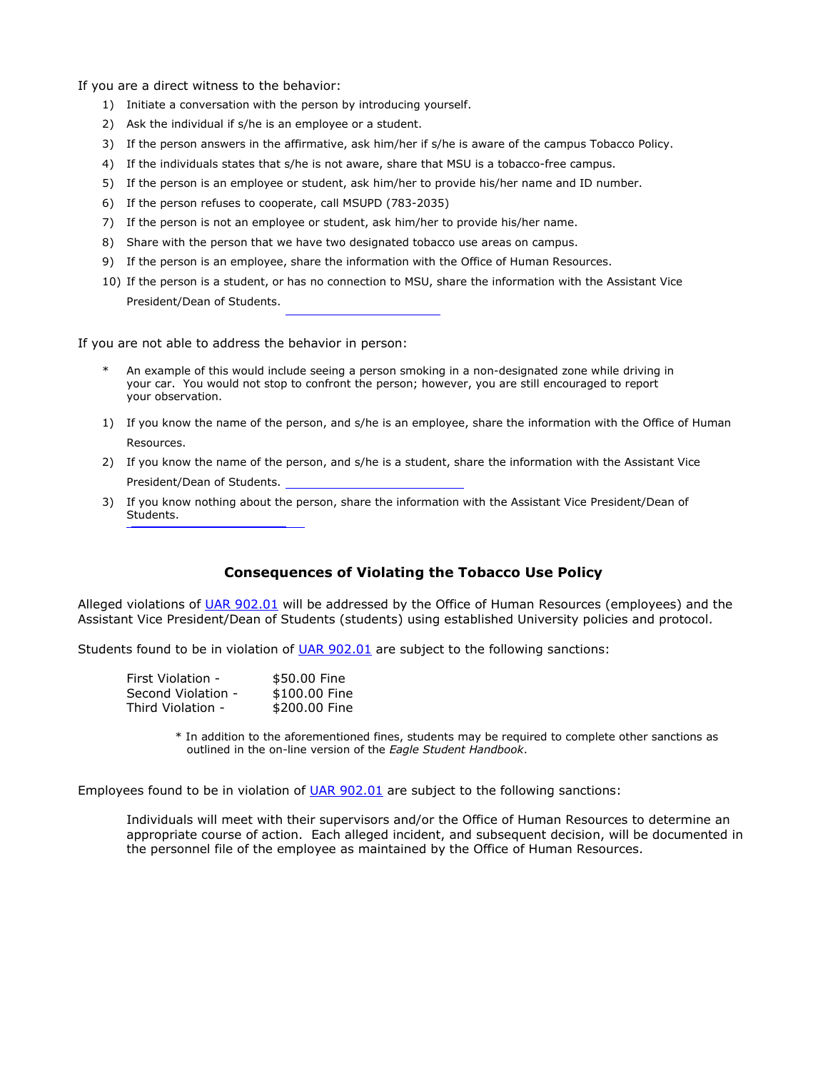If you are a direct witness to the behavior:

1) Initiate a conversation with the person by introducing yourself.
2) Ask the individual if s/he is an employee or a student.
3) If the person answers in the affirmative, ask him/her if s/he is aware of the campus Tobacco Policy.
4) If the individuals states that s/he is not aware, share that MSU is a tobacco-free campus.
5) If the person is an employee or student, ask him/her to provide his/her name and ID number.
6) If the person refuses to cooperate, call MSUPD (783-2035)
7) If the person is not an employee or student, ask him/her to provide his/her name.
8) Share with the person that we have two designated tobacco use areas on campus.
9) If the person is an employee, share the information with the Office of Human Resources.
10) If the person is a student, or has no connection to MSU, share the information with the Assistant Vice President/Dean of Students.

If you are not able to address the behavior in person:

* An example of this would include seeing a person smoking in a non-designated zone while driving in your car. You would not stop to confront the person; however, you are still encouraged to report your observation.

1) If you know the name of the person, and s/he is an employee, share the information with the Office of Human Resources.
2) If you know the name of the person, and s/he is a student, share the information with the Assistant Vice President/Dean of Students.
3) If you know nothing about the person, share the information with the Assistant Vice President/Dean of Students.

## Consequences of Violating the Tobacco Use Policy

Alleged violations of UAR 902.01 will be addressed by the Office of Human Resources (employees) and the Assistant Vice President/Dean of Students (students) using established University policies and protocol.

Students found to be in violation of UAR 902.01 are subject to the following sanctions:

| | |
|---|---|
| First Violation - | $50.00 Fine |
| Second Violation - | $100.00 Fine |
| Third Violation - | $200.00 Fine |

* In addition to the aforementioned fines, students may be required to complete other sanctions as outlined in the on-line version of the *Eagle Student Handbook*.

Employees found to be in violation of UAR 902.01 are subject to the following sanctions:

Individuals will meet with their supervisors and/or the Office of Human Resources to determine an appropriate course of action. Each alleged incident, and subsequent decision, will be documented in the personnel file of the employee as maintained by the Office of Human Resources.